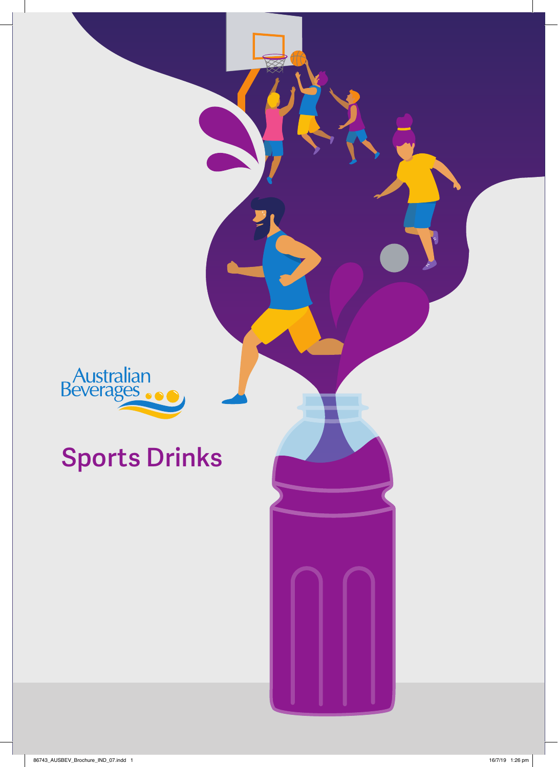Australian Beverages

# Sports Drinks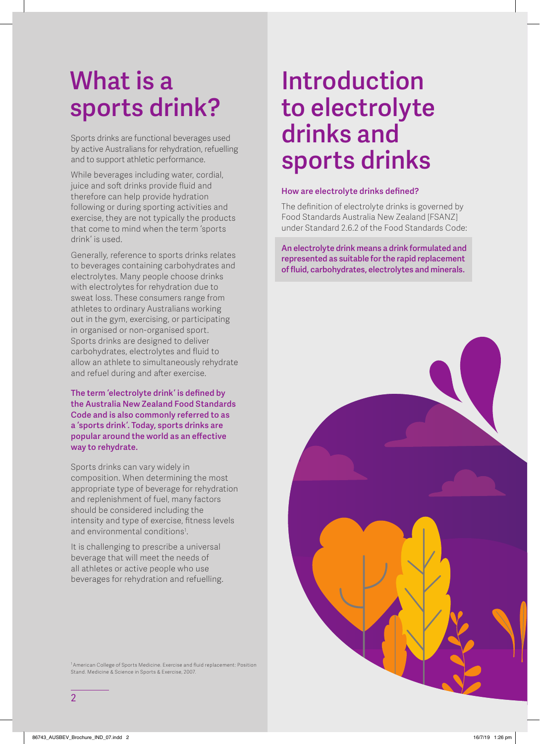# What is a sports drink?

Sports drinks are functional beverages used by active Australians for rehydration, refuelling and to support athletic performance.

While beverages including water, cordial, juice and soft drinks provide fluid and therefore can help provide hydration following or during sporting activities and exercise, they are not typically the products that come to mind when the term 'sports drink' is used.

Generally, reference to sports drinks relates to beverages containing carbohydrates and electrolytes. Many people choose drinks with electrolytes for rehydration due to sweat loss. These consumers range from athletes to ordinary Australians working out in the gym, exercising, or participating in organised or non-organised sport. Sports drinks are designed to deliver carbohydrates, electrolytes and fluid to allow an athlete to simultaneously rehydrate and refuel during and after exercise.

**The term 'electrolyte drink' is defined by the Australia New Zealand Food Standards Code and is also commonly referred to as a 'sports drink'. Today, sports drinks are popular around the world as an effective way to rehydrate.**

Sports drinks can vary widely in composition. When determining the most appropriate type of beverage for rehydration and replenishment of fuel, many factors should be considered including the intensity and type of exercise, fitness levels and environmental conditions[1].

It is challenging to prescribe a universal beverage that will meet the needs of all athletes or active people who use beverages for rehydration and refuelling.

[1] American College of Sports Medicine. Exercise and fluid replacement: Position Stand. Medicine & Science in Sports & Exercise, 2007.

# Introduction to electrolyte drinks and sports drinks

### How are electrolyte drinks defined?

The definition of electrolyte drinks is governed by Food Standards Australia New Zealand [FSANZ] under Standard 2.6.2 of the Food Standards Code:

**An electrolyte drink means a drink formulated and represented as suitable for the rapid replacement of fluid, carbohydrates, electrolytes and minerals.**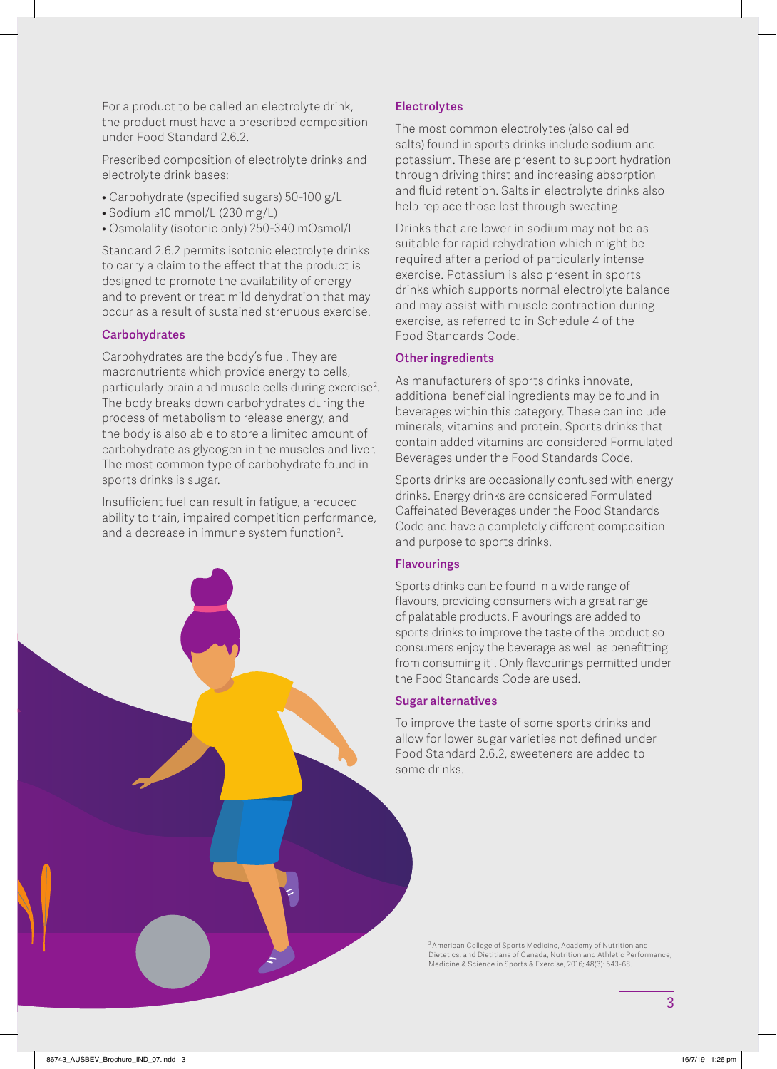For a product to be called an electrolyte drink, the product must have a prescribed composition under Food Standard 2.6.2.

Prescribed composition of electrolyte drinks and electrolyte drink bases:

- Carbohydrate (specified sugars) 50-100 g/L
- Sodium ≥10 mmol/L (230 mg/L)
- Osmolality (isotonic only) 250-340 mOsmol/L

Standard 2.6.2 permits isotonic electrolyte drinks to carry a claim to the effect that the product is designed to promote the availability of energy and to prevent or treat mild dehydration that may occur as a result of sustained strenuous exercise.

### Carbohydrates

Carbohydrates are the body's fuel. They are macronutrients which provide energy to cells, particularly brain and muscle cells during exercise[2]. The body breaks down carbohydrates during the process of metabolism to release energy, and the body is also able to store a limited amount of carbohydrate as glycogen in the muscles and liver. The most common type of carbohydrate found in sports drinks is sugar.

Insufficient fuel can result in fatigue, a reduced ability to train, impaired competition performance, and a decrease in immune system function[2].

### Electrolytes

The most common electrolytes (also called salts) found in sports drinks include sodium and potassium. These are present to support hydration through driving thirst and increasing absorption and fluid retention. Salts in electrolyte drinks also help replace those lost through sweating.

Drinks that are lower in sodium may not be as suitable for rapid rehydration which might be required after a period of particularly intense exercise. Potassium is also present in sports drinks which supports normal electrolyte balance and may assist with muscle contraction during exercise, as referred to in Schedule 4 of the Food Standards Code.

### Other ingredients

As manufacturers of sports drinks innovate, additional beneficial ingredients may be found in beverages within this category. These can include minerals, vitamins and protein. Sports drinks that contain added vitamins are considered Formulated Beverages under the Food Standards Code.

Sports drinks are occasionally confused with energy drinks. Energy drinks are considered Formulated Caffeinated Beverages under the Food Standards Code and have a completely different composition and purpose to sports drinks.

### Flavourings

Sports drinks can be found in a wide range of flavours, providing consumers with a great range of palatable products. Flavourings are added to sports drinks to improve the taste of the product so consumers enjoy the beverage as well as benefitting from consuming it[1]. Only flavourings permitted under the Food Standards Code are used.

### Sugar alternatives

To improve the taste of some sports drinks and allow for lower sugar varieties not defined under Food Standard 2.6.2, sweeteners are added to some drinks.

[2] American College of Sports Medicine, Academy of Nutrition and Dietetics, and Dietitians of Canada, Nutrition and Athletic Performance, Medicine & Science in Sports & Exercise, 2016; 48(3): 543-68.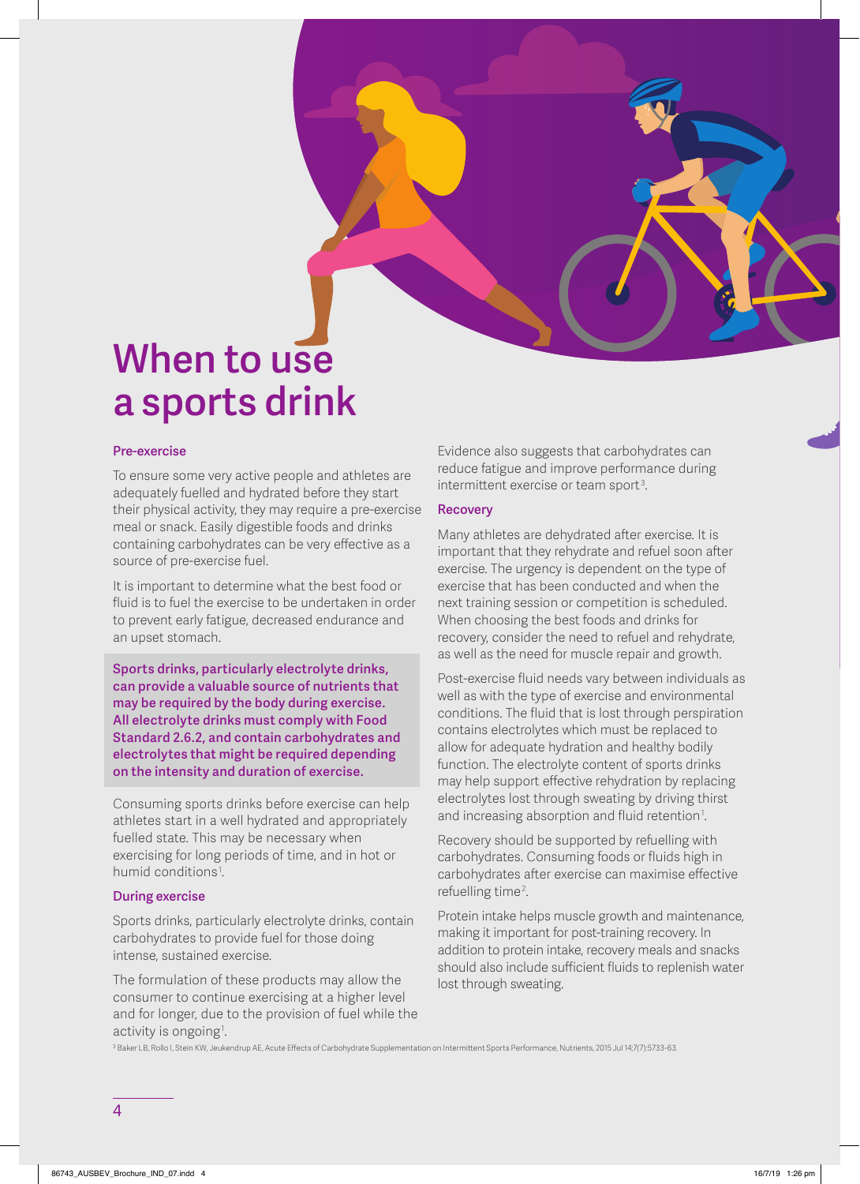# When to use a sports drink

### Pre-exercise

To ensure some very active people and athletes are adequately fuelled and hydrated before they start their physical activity, they may require a pre-exercise meal or snack. Easily digestible foods and drinks containing carbohydrates can be very effective as a source of pre-exercise fuel.

It is important to determine what the best food or fluid is to fuel the exercise to be undertaken in order to prevent early fatigue, decreased endurance and an upset stomach.

**Sports drinks, particularly electrolyte drinks, can provide a valuable source of nutrients that may be required by the body during exercise. All electrolyte drinks must comply with Food Standard 2.6.2, and contain carbohydrates and electrolytes that might be required depending on the intensity and duration of exercise.**

Consuming sports drinks before exercise can help athletes start in a well hydrated and appropriately fuelled state. This may be necessary when exercising for long periods of time, and in hot or humid conditions[1].

### During exercise

Sports drinks, particularly electrolyte drinks, contain carbohydrates to provide fuel for those doing intense, sustained exercise.

The formulation of these products may allow the consumer to continue exercising at a higher level and for longer, due to the provision of fuel while the activity is ongoing[1].

Evidence also suggests that carbohydrates can reduce fatigue and improve performance during intermittent exercise or team sport[3].

### Recovery

Many athletes are dehydrated after exercise. It is important that they rehydrate and refuel soon after exercise. The urgency is dependent on the type of exercise that has been conducted and when the next training session or competition is scheduled. When choosing the best foods and drinks for recovery, consider the need to refuel and rehydrate, as well as the need for muscle repair and growth.

Post-exercise fluid needs vary between individuals as well as with the type of exercise and environmental conditions. The fluid that is lost through perspiration contains electrolytes which must be replaced to allow for adequate hydration and healthy bodily function. The electrolyte content of sports drinks may help support effective rehydration by replacing electrolytes lost through sweating by driving thirst and increasing absorption and fluid retention[1].

Recovery should be supported by refuelling with carbohydrates. Consuming foods or fluids high in carbohydrates after exercise can maximise effective refuelling time[2].

Protein intake helps muscle growth and maintenance, making it important for post-training recovery. In addition to protein intake, recovery meals and snacks should also include sufficient fluids to replenish water lost through sweating.

[3] Baker LB, Rollo I, Stein KW, Jeukendrup AE, Acute Effects of Carbohydrate Supplementation on Intermittent Sports Performance, Nutrients, 2015 Jul 14;7(7):5733-63.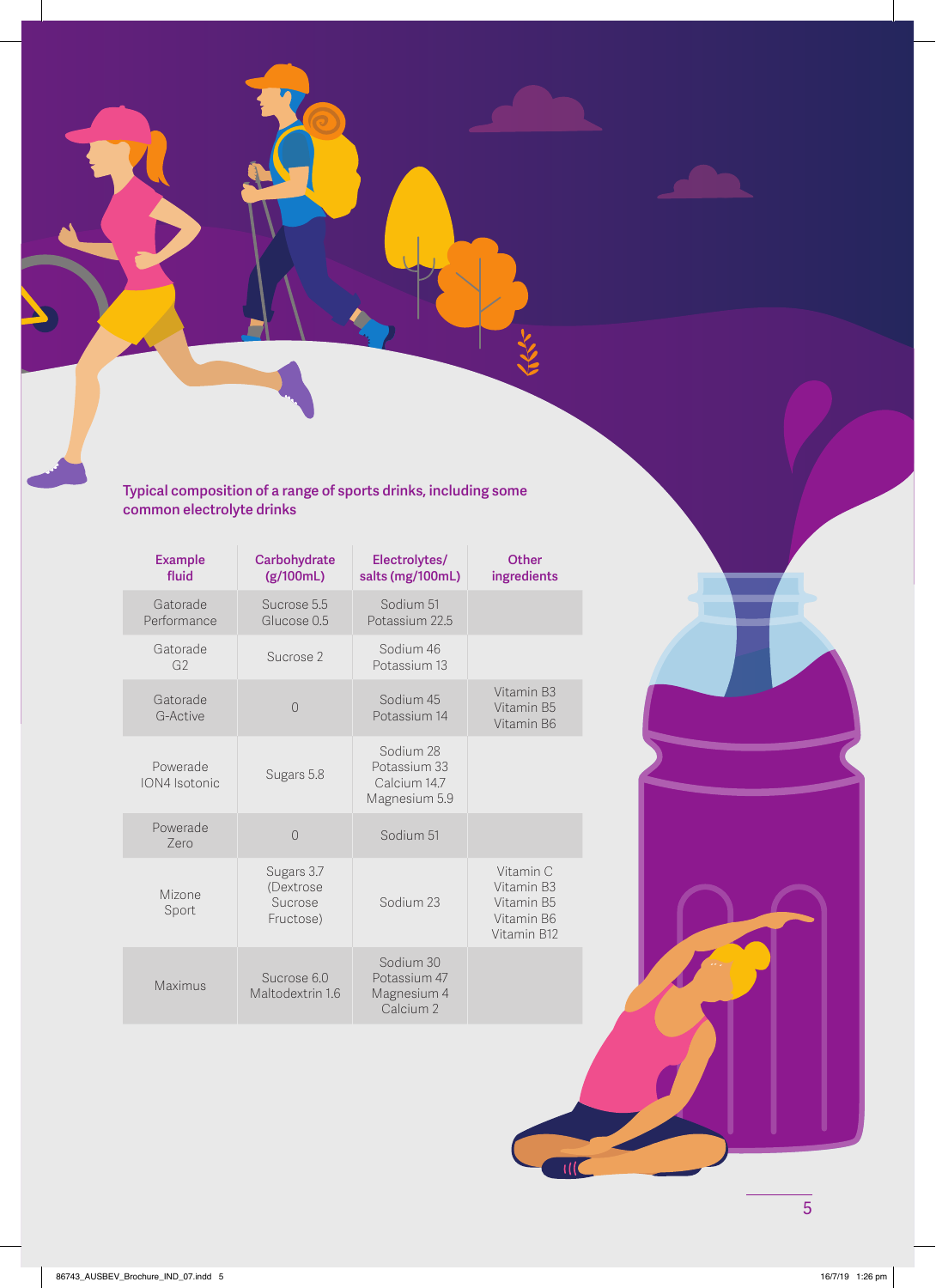**Typical composition of a range of sports drinks, including some common electrolyte drinks**

| Example fluid | Carbohydrate (g/100mL) | Electrolytes/ salts (mg/100mL) | Other ingredients |
|---|---|---|---|
| Gatorade Performance | Sucrose 5.5<br>Glucose 0.5 | Sodium 51<br>Potassium 22.5 | |
| Gatorade G2 | Sucrose 2 | Sodium 46<br>Potassium 13 | |
| Gatorade G-Active | 0 | Sodium 45<br>Potassium 14 | Vitamin B3<br>Vitamin B5<br>Vitamin B6 |
| Powerade ION4 Isotonic | Sugars 5.8 | Sodium 28<br>Potassium 33<br>Calcium 14.7<br>Magnesium 5.9 | |
| Powerade Zero | 0 | Sodium 51 | |
| Mizone Sport | Sugars 3.7<br>(Dextrose<br>Sucrose<br>Fructose) | Sodium 23 | Vitamin C<br>Vitamin B3<br>Vitamin B5<br>Vitamin B6<br>Vitamin B12 |
| Maximus | Sucrose 6.0<br>Maltodextrin 1.6 | Sodium 30<br>Potassium 47<br>Magnesium 4<br>Calcium 2 | |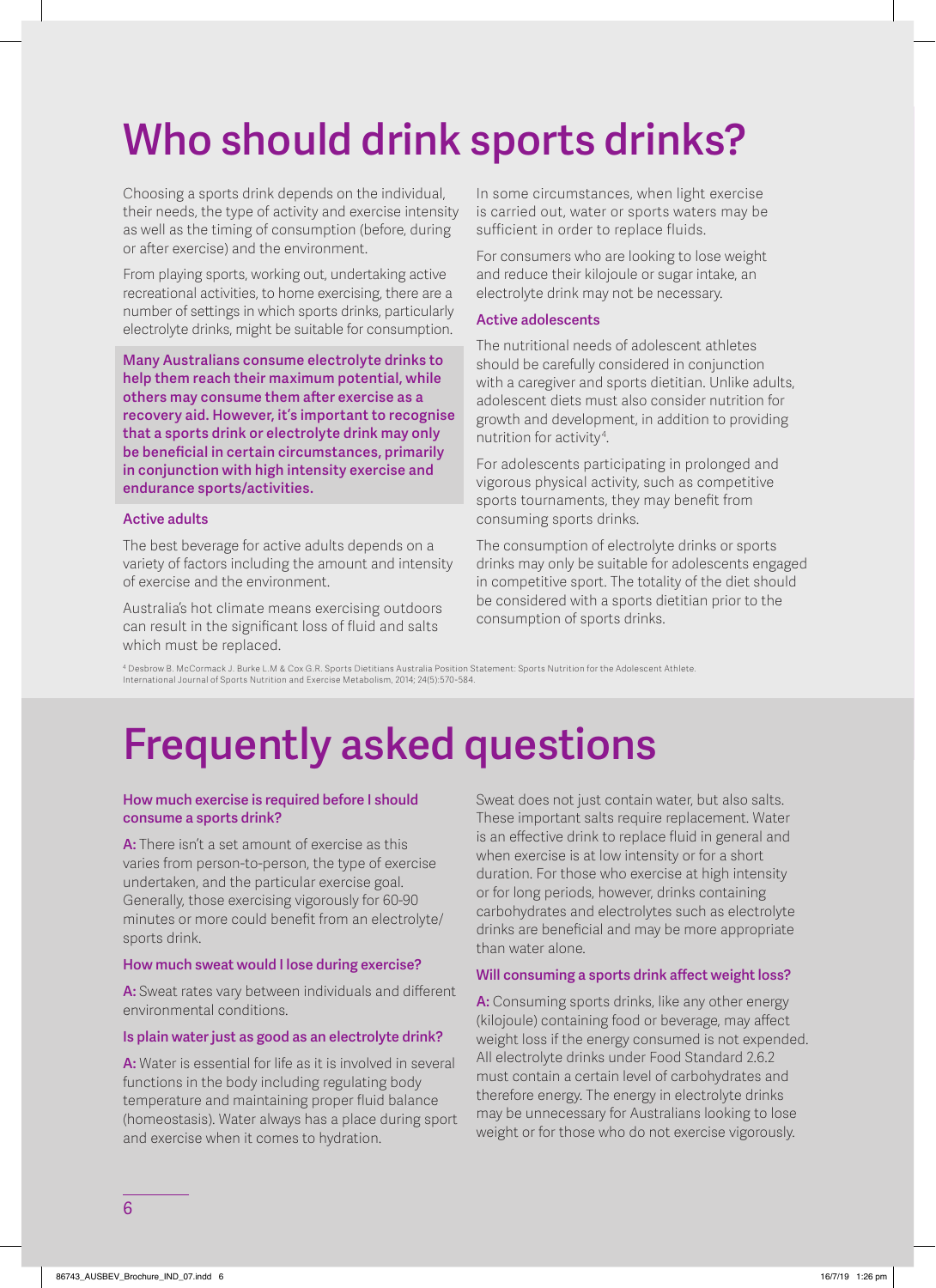# Who should drink sports drinks?

Choosing a sports drink depends on the individual, their needs, the type of activity and exercise intensity as well as the timing of consumption (before, during or after exercise) and the environment.

From playing sports, working out, undertaking active recreational activities, to home exercising, there are a number of settings in which sports drinks, particularly electrolyte drinks, might be suitable for consumption.

**Many Australians consume electrolyte drinks to help them reach their maximum potential, while others may consume them after exercise as a recovery aid. However, it's important to recognise that a sports drink or electrolyte drink may only be beneficial in certain circumstances, primarily in conjunction with high intensity exercise and endurance sports/activities.**

### Active adults

The best beverage for active adults depends on a variety of factors including the amount and intensity of exercise and the environment.

Australia's hot climate means exercising outdoors can result in the significant loss of fluid and salts which must be replaced.

In some circumstances, when light exercise is carried out, water or sports waters may be sufficient in order to replace fluids.

For consumers who are looking to lose weight and reduce their kilojoule or sugar intake, an electrolyte drink may not be necessary.

### Active adolescents

The nutritional needs of adolescent athletes should be carefully considered in conjunction with a caregiver and sports dietitian. Unlike adults, adolescent diets must also consider nutrition for growth and development, in addition to providing nutrition for activity[4].

For adolescents participating in prolonged and vigorous physical activity, such as competitive sports tournaments, they may benefit from consuming sports drinks.

The consumption of electrolyte drinks or sports drinks may only be suitable for adolescents engaged in competitive sport. The totality of the diet should be considered with a sports dietitian prior to the consumption of sports drinks.

[4] Desbrow B. McCormack J. Burke L.M & Cox G.R. Sports Dietitians Australia Position Statement: Sports Nutrition for the Adolescent Athlete. International Journal of Sports Nutrition and Exercise Metabolism, 2014; 24(5):570-584.

# Frequently asked questions

### How much exercise is required before I should consume a sports drink?

**A:** There isn't a set amount of exercise as this varies from person-to-person, the type of exercise undertaken, and the particular exercise goal. Generally, those exercising vigorously for 60-90 minutes or more could benefit from an electrolyte/sports drink.

### How much sweat would I lose during exercise?

**A:** Sweat rates vary between individuals and different environmental conditions.

### Is plain water just as good as an electrolyte drink?

**A:** Water is essential for life as it is involved in several functions in the body including regulating body temperature and maintaining proper fluid balance (homeostasis). Water always has a place during sport and exercise when it comes to hydration.

Sweat does not just contain water, but also salts. These important salts require replacement. Water is an effective drink to replace fluid in general and when exercise is at low intensity or for a short duration. For those who exercise at high intensity or for long periods, however, drinks containing carbohydrates and electrolytes such as electrolyte drinks are beneficial and may be more appropriate than water alone.

### Will consuming a sports drink affect weight loss?

**A:** Consuming sports drinks, like any other energy (kilojoule) containing food or beverage, may affect weight loss if the energy consumed is not expended. All electrolyte drinks under Food Standard 2.6.2 must contain a certain level of carbohydrates and therefore energy. The energy in electrolyte drinks may be unnecessary for Australians looking to lose weight or for those who do not exercise vigorously.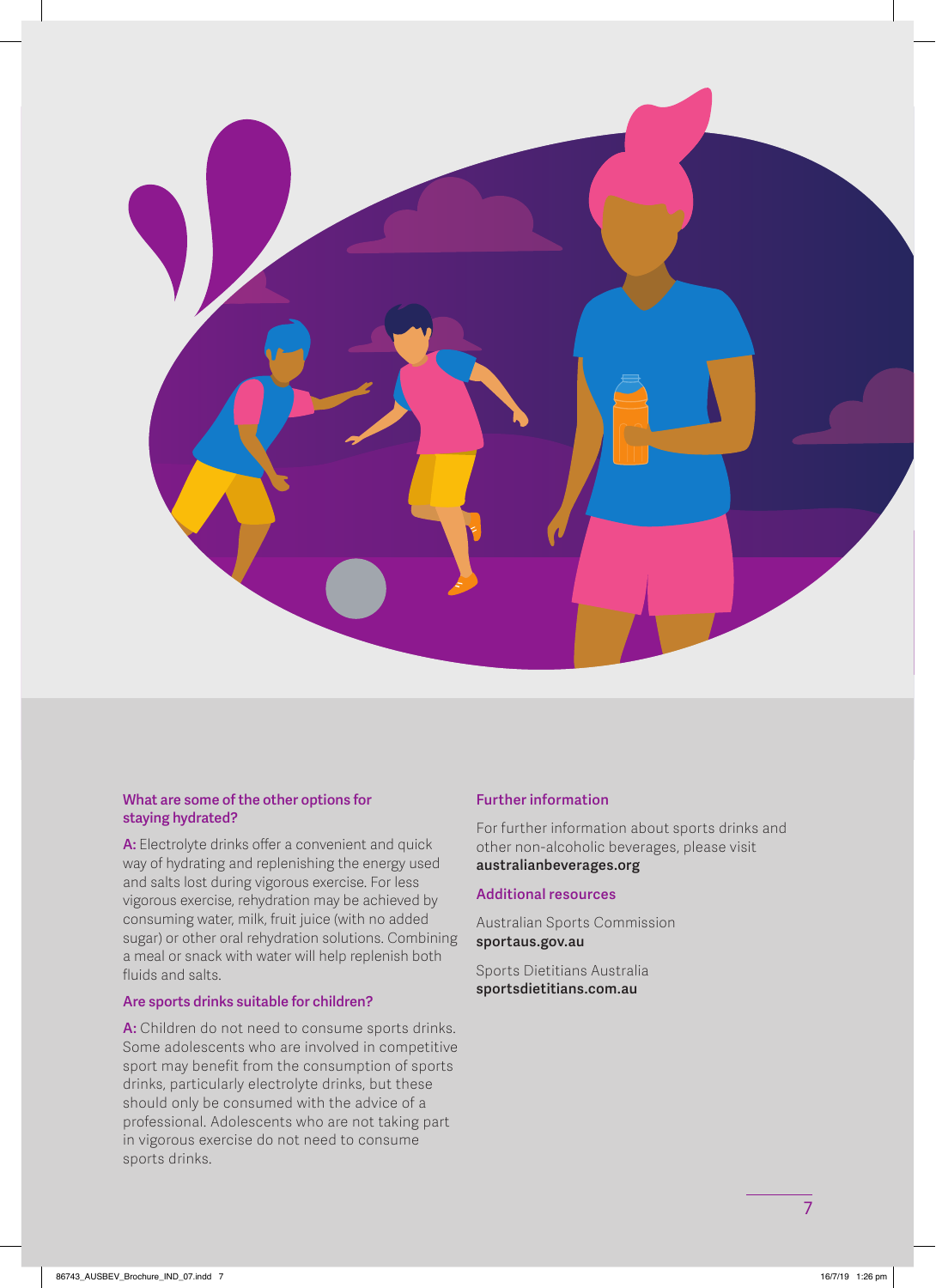### What are some of the other options for staying hydrated?

**A:** Electrolyte drinks offer a convenient and quick way of hydrating and replenishing the energy used and salts lost during vigorous exercise. For less vigorous exercise, rehydration may be achieved by consuming water, milk, fruit juice (with no added sugar) or other oral rehydration solutions. Combining a meal or snack with water will help replenish both fluids and salts.

### Are sports drinks suitable for children?

**A:** Children do not need to consume sports drinks. Some adolescents who are involved in competitive sport may benefit from the consumption of sports drinks, particularly electrolyte drinks, but these should only be consumed with the advice of a professional. Adolescents who are not taking part in vigorous exercise do not need to consume sports drinks.

### Further information

For further information about sports drinks and other non-alcoholic beverages, please visit **australianbeverages.org**

### Additional resources

Australian Sports Commission
**sportaus.gov.au**

Sports Dietitians Australia
**sportsdietitians.com.au**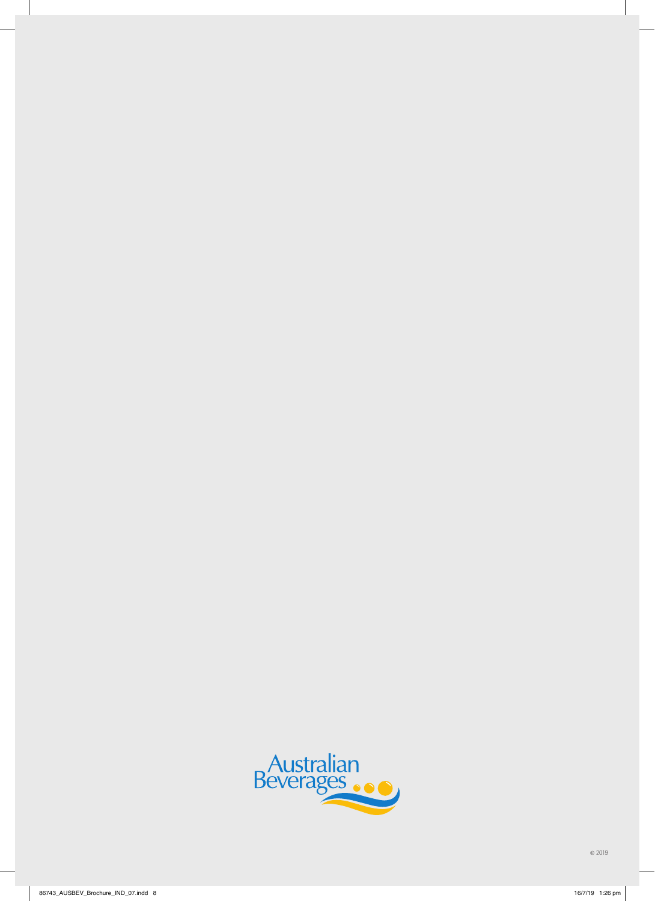Australian Beverages

© 2019